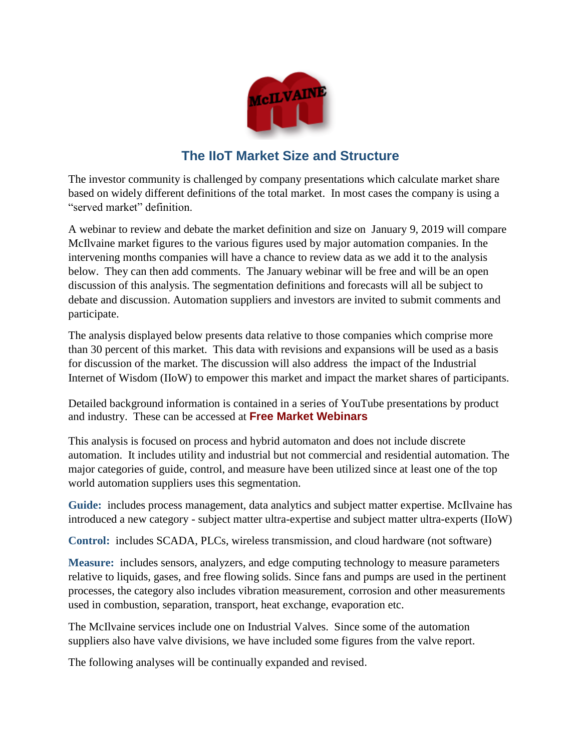## The IIoT Market Size and Structure

The investor community is challenged by company presentations which calculate market share based on widely different definitions of the total market. In most cases the company is using a "served market" definition.

A webinar to review and debate the market definition and size on January 9, 2019 will compare McIlvaine market figures to the various figures used by major automation companies. In the intervening months companies will have a chance to review data as we add it to the analysis below. They can then add comments. The January webinar will be free and will be an open discussion of this analysis. The segmentation definitions and forecasts will all be subject to debate and discussion. Automation suppliers and investors are invited to submit comments and participate.

The analysis displayed below presents data relative to those companies which comprise more than 30 percent of this market. This data with revisions and expansions will be used as a basis for discussion of the market. The discussion will also address the impact of the Industrial Internet of Wisdom (IIoW) to empower this market and impact the market shares of participants.

Detailed background information is contained in a series of YouTube presentations by product and industry. These can be accessed at **Free Market Webinars**

This analysis is focused on process and hybrid automaton and does not include discrete automation. It includes utility and industrial but not commercial and residential automation. The major categories of guide, control, and measure have been utilized since at least one of the top world automation suppliers uses this segmentation.

**Guide:** includes process management, data analytics and subject matter expertise. McIlvaine has introduced a new category - subject matter ultra-expertise and subject matter ultra-experts (IIoW)

**Control:** includes SCADA, PLCs, wireless transmission, and cloud hardware (not software)

**Measure:** includes sensors, analyzers, and edge computing technology to measure parameters relative to liquids, gases, and free flowing solids. Since fans and pumps are used in the pertinent processes, the category also includes vibration measurement, corrosion and other measurements used in combustion, separation, transport, heat exchange, evaporation etc.

The McIlvaine services include one on Industrial Valves. Since some of the automation suppliers also have valve divisions, we have included some figures from the valve report.

The following analyses will be continually expanded and revised.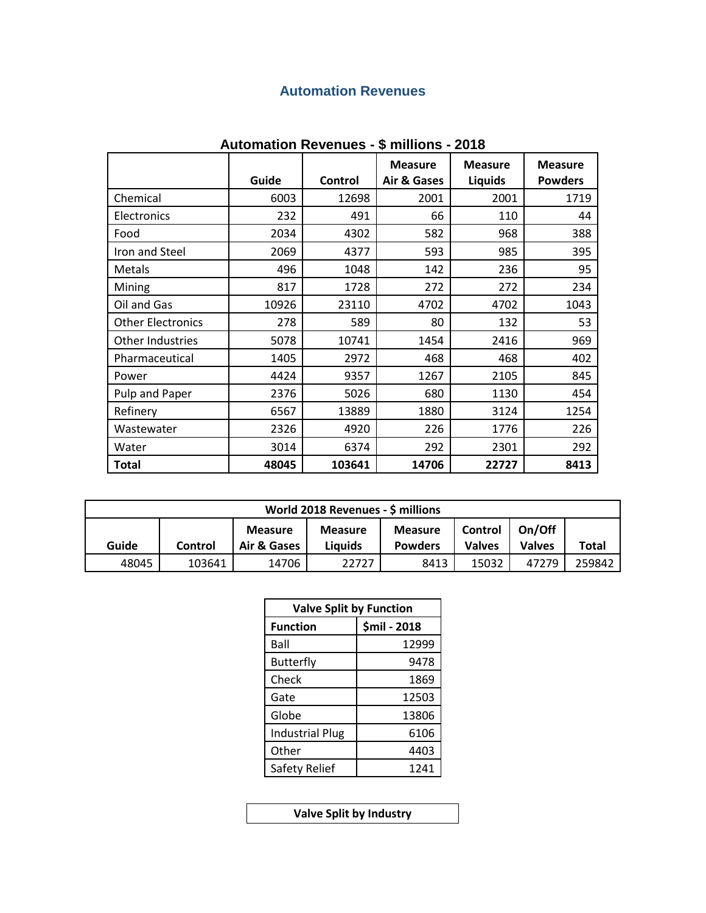## Automation Revenues

**Automation Revenues - $ millions - 2018**

| | Guide | Control | Measure Air & Gases | Measure Liquids | Measure Powders |
|---|---|---|---|---|---|
| Chemical | 6003 | 12698 | 2001 | 2001 | 1719 |
| Electronics | 232 | 491 | 66 | 110 | 44 |
| Food | 2034 | 4302 | 582 | 968 | 388 |
| Iron and Steel | 2069 | 4377 | 593 | 985 | 395 |
| Metals | 496 | 1048 | 142 | 236 | 95 |
| Mining | 817 | 1728 | 272 | 272 | 234 |
| Oil and Gas | 10926 | 23110 | 4702 | 4702 | 1043 |
| Other Electronics | 278 | 589 | 80 | 132 | 53 |
| Other Industries | 5078 | 10741 | 1454 | 2416 | 969 |
| Pharmaceutical | 1405 | 2972 | 468 | 468 | 402 |
| Power | 4424 | 9357 | 1267 | 2105 | 845 |
| Pulp and Paper | 2376 | 5026 | 680 | 1130 | 454 |
| Refinery | 6567 | 13889 | 1880 | 3124 | 1254 |
| Wastewater | 2326 | 4920 | 226 | 1776 | 226 |
| Water | 3014 | 6374 | 292 | 2301 | 292 |
| **Total** | **48045** | **103641** | **14706** | **22727** | **8413** |

**World 2018 Revenues - $ millions**

| Guide | Control | Measure Air & Gases | Measure Liquids | Measure Powders | Control Valves | On/Off Valves | Total |
|---|---|---|---|---|---|---|---|
| 48045 | 103641 | 14706 | 22727 | 8413 | 15032 | 47279 | 259842 |

**Valve Split by Function**

| Function | $mil - 2018 |
|---|---|
| Ball | 12999 |
| Butterfly | 9478 |
| Check | 1869 |
| Gate | 12503 |
| Globe | 13806 |
| Industrial Plug | 6106 |
| Other | 4403 |
| Safety Relief | 1241 |

**Valve Split by Industry**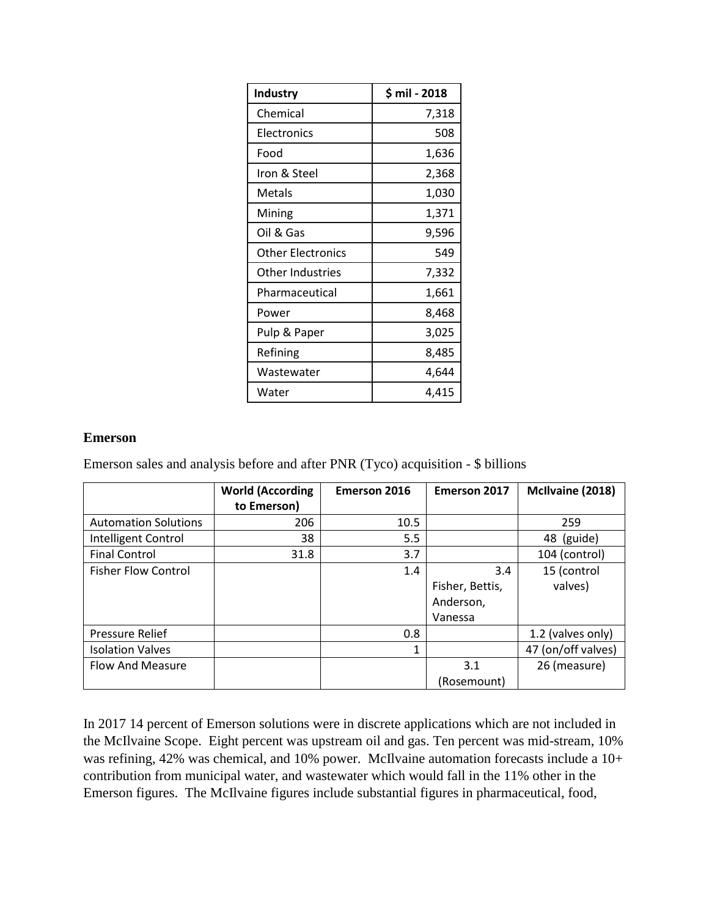| Industry | $ mil - 2018 |
|---|---|
| Chemical | 7,318 |
| Electronics | 508 |
| Food | 1,636 |
| Iron & Steel | 2,368 |
| Metals | 1,030 |
| Mining | 1,371 |
| Oil & Gas | 9,596 |
| Other Electronics | 549 |
| Other Industries | 7,332 |
| Pharmaceutical | 1,661 |
| Power | 8,468 |
| Pulp & Paper | 3,025 |
| Refining | 8,485 |
| Wastewater | 4,644 |
| Water | 4,415 |

**Emerson**

Emerson sales and analysis before and after PNR (Tyco) acquisition - $ billions

| | World (According to Emerson) | Emerson 2016 | Emerson 2017 | McIlvaine (2018) |
|---|---|---|---|---|
| Automation Solutions | 206 | 10.5 | | 259 |
| Intelligent Control | 38 | 5.5 | | 48 (guide) |
| Final Control | 31.8 | 3.7 | | 104 (control) |
| Fisher Flow Control | | 1.4 | 3.4 Fisher, Bettis, Anderson, Vanessa | 15 (control valves) |
| Pressure Relief | | 0.8 | | 1.2 (valves only) |
| Isolation Valves | | 1 | | 47 (on/off valves) |
| Flow And Measure | | | 3.1 (Rosemount) | 26 (measure) |

In 2017 14 percent of Emerson solutions were in discrete applications which are not included in the McIlvaine Scope. Eight percent was upstream oil and gas. Ten percent was mid-stream, 10% was refining, 42% was chemical, and 10% power. McIlvaine automation forecasts include a 10+ contribution from municipal water, and wastewater which would fall in the 11% other in the Emerson figures. The McIlvaine figures include substantial figures in pharmaceutical, food,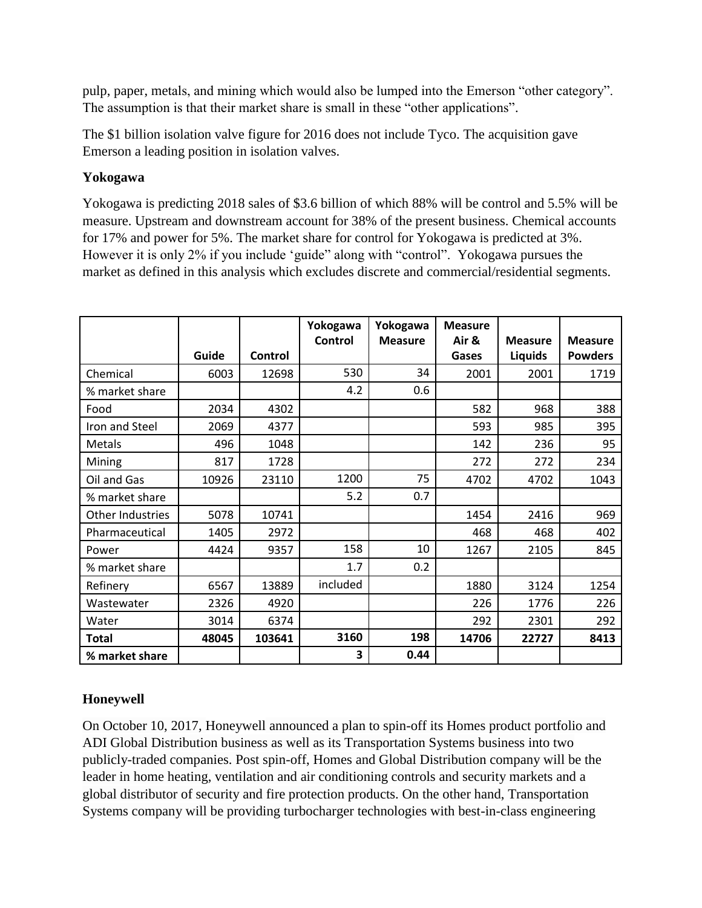pulp, paper, metals, and mining which would also be lumped into the Emerson "other category". The assumption is that their market share is small in these "other applications".

The $1 billion isolation valve figure for 2016 does not include Tyco. The acquisition gave Emerson a leading position in isolation valves.

### Yokogawa

Yokogawa is predicting 2018 sales of $3.6 billion of which 88% will be control and 5.5% will be measure. Upstream and downstream account for 38% of the present business. Chemical accounts for 17% and power for 5%. The market share for control for Yokogawa is predicted at 3%. However it is only 2% if you include 'guide" along with "control". Yokogawa pursues the market as defined in this analysis which excludes discrete and commercial/residential segments.

| | Guide | Control | Yokogawa Control | Yokogawa Measure | Measure Air & Gases | Measure Liquids | Measure Powders |
|---|---|---|---|---|---|---|---|
| Chemical | 6003 | 12698 | 530 | 34 | 2001 | 2001 | 1719 |
| % market share | | | 4.2 | 0.6 | | | |
| Food | 2034 | 4302 | | | 582 | 968 | 388 |
| Iron and Steel | 2069 | 4377 | | | 593 | 985 | 395 |
| Metals | 496 | 1048 | | | 142 | 236 | 95 |
| Mining | 817 | 1728 | | | 272 | 272 | 234 |
| Oil and Gas | 10926 | 23110 | 1200 | 75 | 4702 | 4702 | 1043 |
| % market share | | | 5.2 | 0.7 | | | |
| Other Industries | 5078 | 10741 | | | 1454 | 2416 | 969 |
| Pharmaceutical | 1405 | 2972 | | | 468 | 468 | 402 |
| Power | 4424 | 9357 | 158 | 10 | 1267 | 2105 | 845 |
| % market share | | | 1.7 | 0.2 | | | |
| Refinery | 6567 | 13889 | included | | 1880 | 3124 | 1254 |
| Wastewater | 2326 | 4920 | | | 226 | 1776 | 226 |
| Water | 3014 | 6374 | | | 292 | 2301 | 292 |
| **Total** | **48045** | **103641** | **3160** | **198** | **14706** | **22727** | **8413** |
| **% market share** | | | **3** | **0.44** | | | |

### Honeywell

On October 10, 2017, Honeywell announced a plan to spin-off its Homes product portfolio and ADI Global Distribution business as well as its Transportation Systems business into two publicly-traded companies. Post spin-off, Homes and Global Distribution company will be the leader in home heating, ventilation and air conditioning controls and security markets and a global distributor of security and fire protection products. On the other hand, Transportation Systems company will be providing turbocharger technologies with best-in-class engineering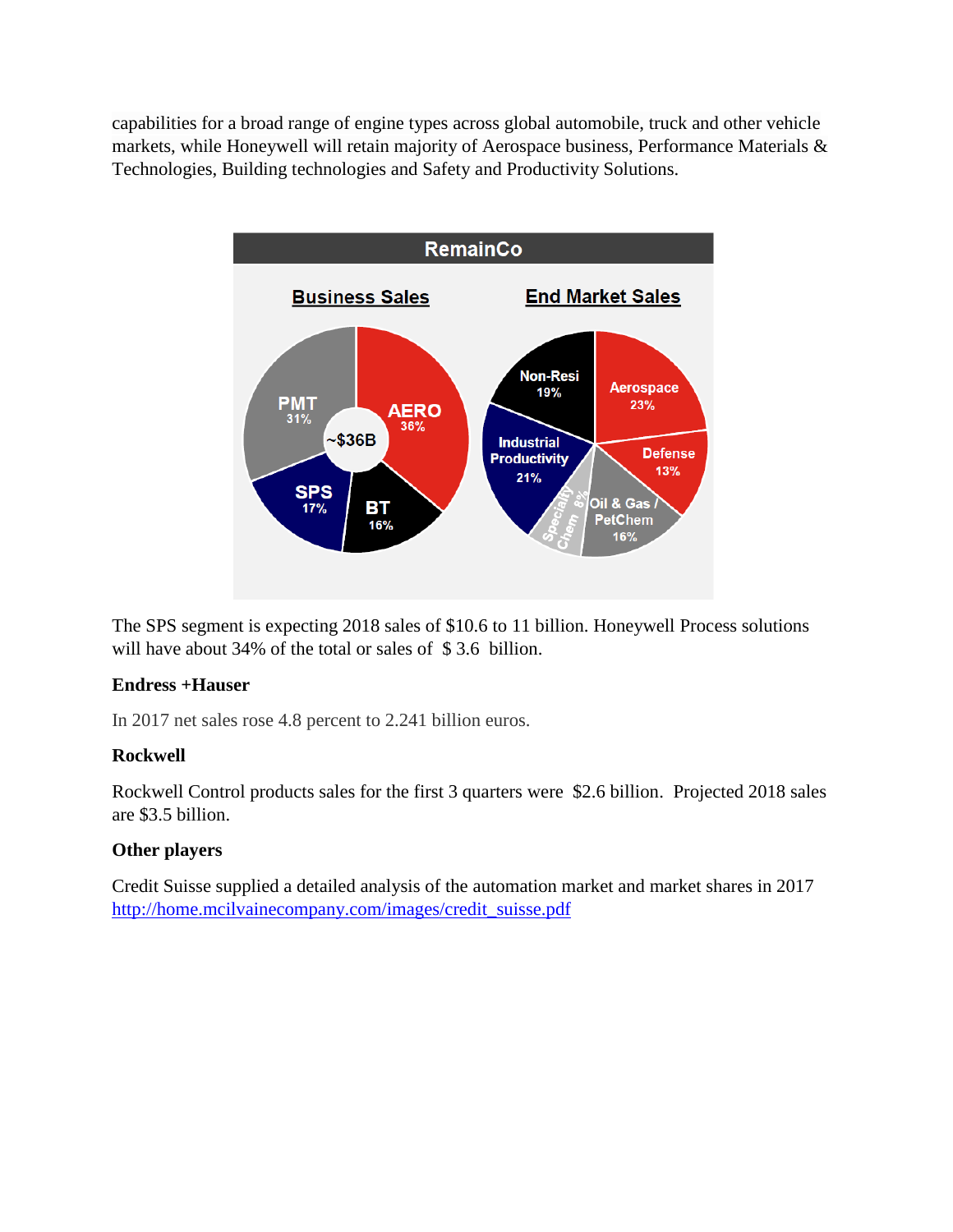capabilities for a broad range of engine types across global automobile, truck and other vehicle markets, while Honeywell will retain majority of Aerospace business, Performance Materials & Technologies, Building technologies and Safety and Productivity Solutions.

The SPS segment is expecting 2018 sales of $10.6 to 11 billion. Honeywell Process solutions will have about 34% of the total or sales of $ 3.6 billion.

**Endress +Hauser**

In 2017 net sales rose 4.8 percent to 2.241 billion euros.

**Rockwell**

Rockwell Control products sales for the first 3 quarters were $2.6 billion. Projected 2018 sales are $3.5 billion.

**Other players**

Credit Suisse supplied a detailed analysis of the automation market and market shares in 2017 http://home.mcilvainecompany.com/images/credit_suisse.pdf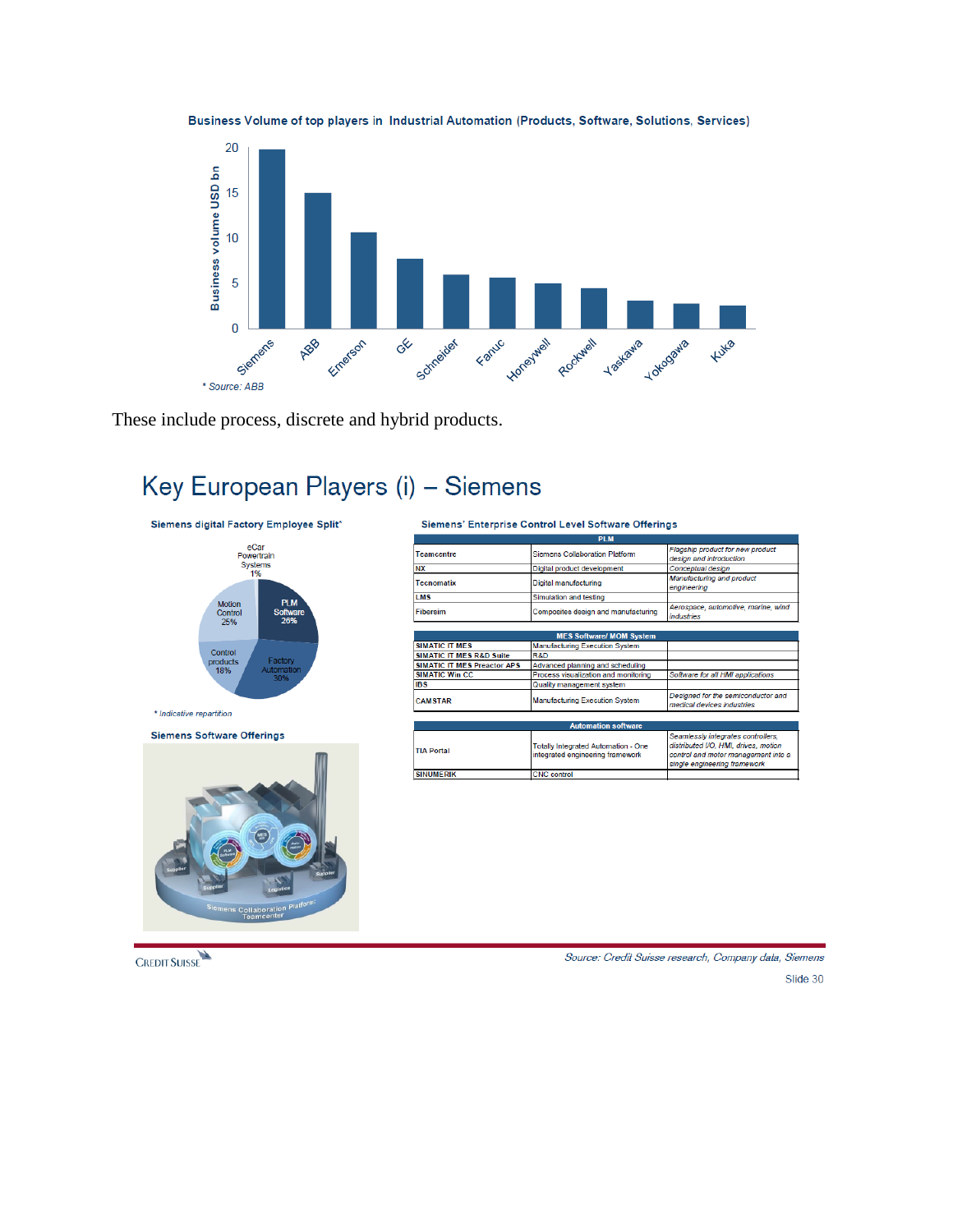**Business Volume of top players in Industrial Automation (Products, Software, Solutions, Services)**

Business volume USD bn

Siemens, ABB, Emerson, GE, Schneider, Fanuc, Honeywell, Rockwell, Yaskawa, Yokogawa, Kuka

*\* Source: ABB*

These include process, discrete and hybrid products.

# Key European Players (i) – Siemens

**Siemens digital Factory Employee Split\***

- eCar Powertrain Systems 1%
- PLM Software 26%
- Factory Automation 30%
- Control products 18%
- Motion Control 25%

*\* Indicative repartition*

**Siemens Software Offerings**

**Siemens' Enterprise Control Level Software Offerings**

| PLM | | |
|---|---|---|
| Teamcentre | Siemens Collaboration Platform | *Flagship product for new product design and introduction* |
| NX | Digital product development | *Conceptual design* |
| Tecnomatix | Digital manufacturing | *Manufacturing and product engineering* |
| LMS | Simulation and testing | |
| Fibersim | Composites design and manufacturing | *Aerospace, automotive, marine, wind industries* |

| MES Software/ MOM System | | |
|---|---|---|
| SIMATIC IT MES | Manufacturing Execution System | |
| SIMATIC IT MES R&D Suite | R&D | |
| SIMATIC IT MES Preactor APS | Advanced planning and scheduling | |
| SIMATIC Win CC | Process visualization and monitoring | *Software for all HMI applications* |
| IBS | Quality management system | |
| CAMSTAR | Manufacturing Execution System | *Designed for the semiconductor and medical devices industries* |

| Automation software | | |
|---|---|---|
| TIA Portal | Totally Integrated Automation - One integrated engineering framework | *Seamlessly integrates controllers, distributed I/O, HMI, drives, motion control and motor management into a single engineering framework* |
| SINUMERIK | CNC control | |

*Source: Credit Suisse research, Company data, Siemens*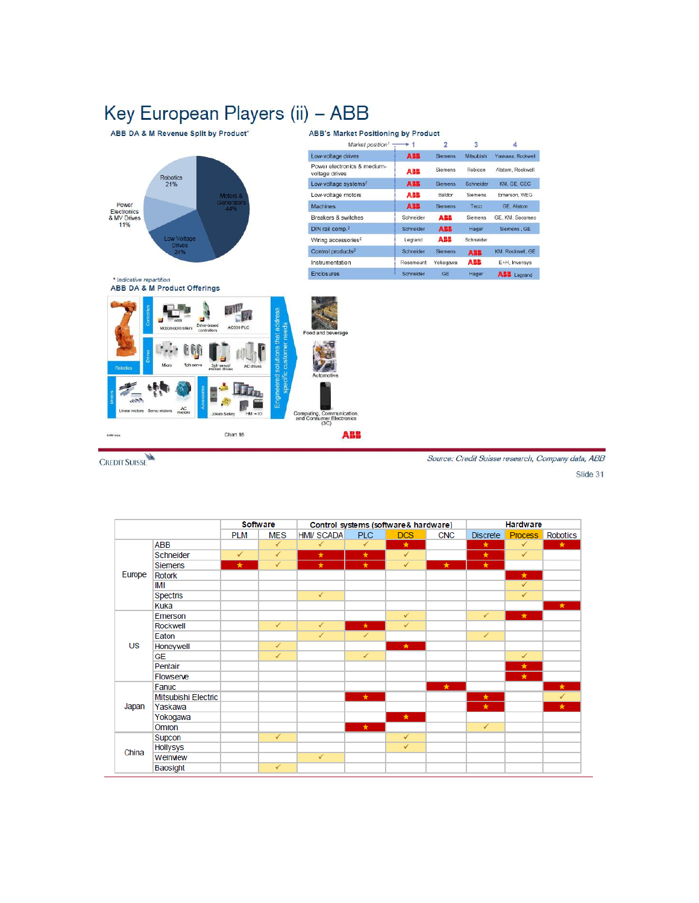# Key European Players (ii) – ABB

### ABB DA & M Revenue Split by Product*

| Product | Share |
|---|---|
| Motors & Generators | 44% |
| Low Voltage Drives | 24% |
| Robotics | 21% |
| Power Electronics & MV Drives | 11% |

*\* Indicative repartition*

### ABB's Market Positioning by Product

| Market position[1] → | 1 | 2 | 3 | 4 |
|---|---|---|---|---|
| Low-voltage drives | ABB | Siemens | Mitsubishi | Yaskawa, Rockwell |
| Power electronics & medium-voltage drives | ABB | Siemens | Robicon | Alstom, Rockwell |
| Low-voltage systems[2] | ABB | Siemens | Schneider | KM, GE, GEC |
| Low-voltage motors | ABB | Baldor | Siemens | Emerson, WEG |
| Machines | ABB | Siemens | Teco | GE, Alstom |
| Breakers & switches | Schneider | ABB | Siemens | GE, KM, Socomec |
| DIN rail comp.[2] | Schneider | ABB | Hager | Siemens, GE |
| Wiring accessories[2] | Legrand | ABB | Schneider | |
| Control products[2] | Schneider | Siemens | ABB | KM, Rockwell, GE |
| Instrumentation | Rosemount | Yokogawa | ABB | E+H, Invensys |
| Enclosures | Schneider | GE | Hager | ABB, Legrand |

### ABB DA & M Product Offerings

- Robotics
- Controllers: Motion controllers, Drive-based controllers, AC500 PLC
- Drives: Micro, 1ph servo, 3ph servo/motion drives, AC drives
- Motors: Linear motors, Servo motors, AC motors
- Accessories: Jokab Safety, HMI + IO

Engineered solutions that address specific customer needs:

- Food and beverage
- Automotive
- Computing, Communication, and Consumer Electronics (3C)

Chart 16

*Source: Credit Suisse research, Company data, ABB*

| Region | Company | Software | | Control systems (software & hardware) | | | | Hardware | | |
|---|---|---|---|---|---|---|---|---|---|---|
| | | PLM | MES | HMI/ SCADA | PLC | DCS | CNC | Discrete | Process | Robotics |
| Europe | ABB | | ✓ | ✓ | ✓ | ★ | | ★ | ✓ | ★ |
| | Schneider | ✓ | ✓ | ★ | ★ | ✓ | | ★ | ✓ | |
| | Siemens | ★ | ✓ | ★ | ★ | ✓ | ★ | ★ | | |
| | Rotork | | | | | | | | ★ | |
| | IMI | | | | | | | | ✓ | |
| | Spectris | | | ✓ | | | | | ✓ | |
| | Kuka | | | | | | | | | ★ |
| US | Emerson | | | | | ✓ | | ✓ | ★ | |
| | Rockwell | | ✓ | ✓ | ★ | ✓ | | | | |
| | Eaton | | | ✓ | ✓ | | | ✓ | | |
| | Honeywell | | ✓ | | | ★ | | | | |
| | GE | | ✓ | | ✓ | | | | ✓ | |
| | Pentair | | | | | | | | ★ | |
| | Flowserve | | | | | | | | ★ | |
| Japan | Fanuc | | | | | | ★ | | | ★ |
| | Mitsubishi Electric | | | | ★ | | | ★ | | ✓ |
| | Yaskawa | | | | | | | ★ | | ★ |
| | Yokogawa | | | | | ★ | | | | |
| | Omron | | | | ★ | | | ✓ | | |
| China | Supcon | | ✓ | | | ✓ | | | | |
| | Hollysys | | | | | ✓ | | | | |
| | Weinview | | | ✓ | | | | | | |
| | Baosight | | ✓ | | | | | | | |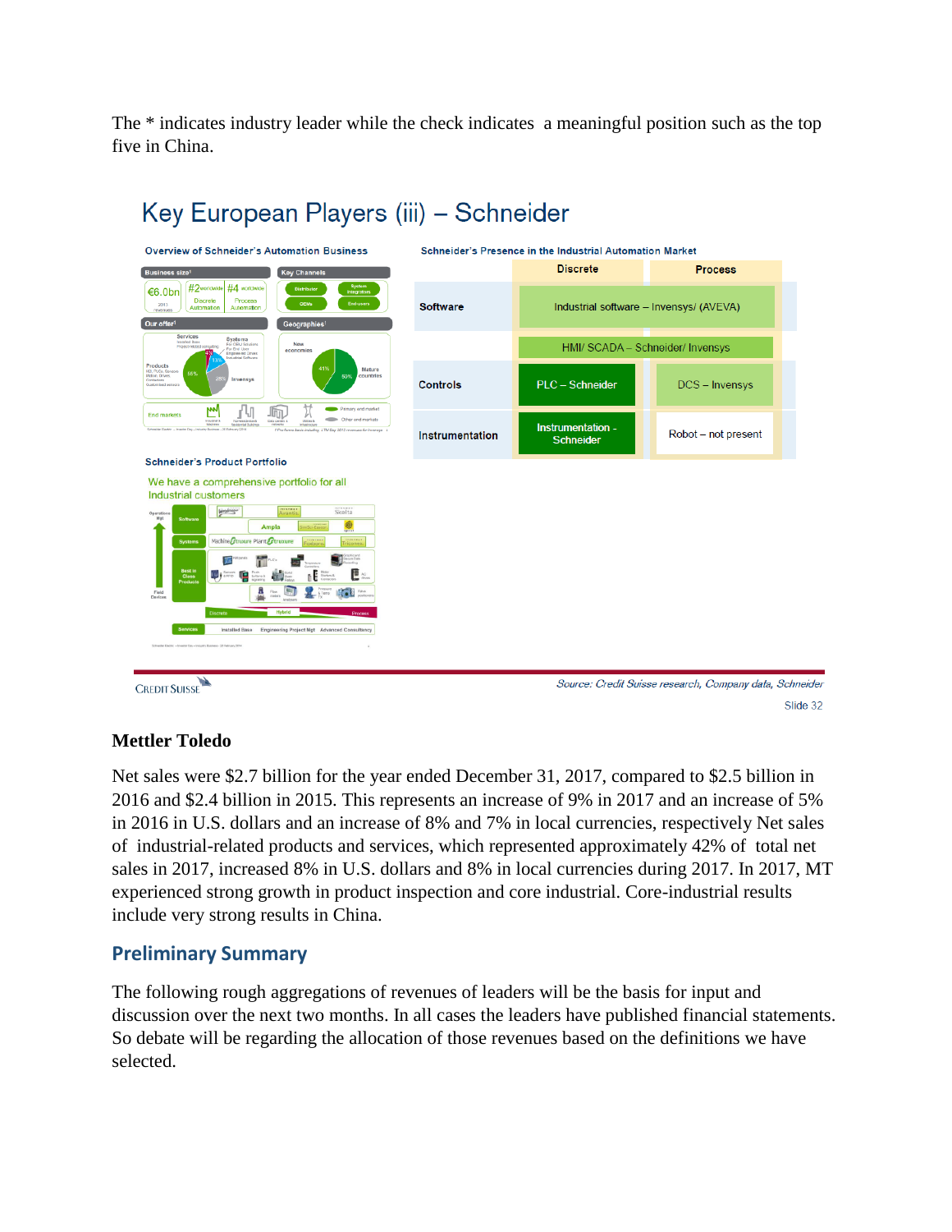The * indicates industry leader while the check indicates  a meaningful position such as the top five in China.

## Key European Players (iii) – Schneider

**Overview of Schneider's Automation Business**

**Schneider's Presence in the Industrial Automation Market**

| | Discrete | Process |
|---|---|---|
| Software | Industrial software – Invensys/ (AVEVA) | |
| | HMI/ SCADA – Schneider/ Invensys | |
| Controls | PLC – Schneider | DCS – Invensys |
| Instrumentation | Instrumentation - Schneider | Robot – not present |

**Schneider's Product Portfolio**

We have a comprehensive portfolio for all Industrial customers

CREDIT SUISSE

*Source: Credit Suisse research, Company data, Schneider*

Slide 32

### Mettler Toledo

Net sales were \$2.7 billion for the year ended December 31, 2017, compared to \$2.5 billion in 2016 and \$2.4 billion in 2015. This represents an increase of 9% in 2017 and an increase of 5% in 2016 in U.S. dollars and an increase of 8% and 7% in local currencies, respectively Net sales of industrial-related products and services, which represented approximately 42% of total net sales in 2017, increased 8% in U.S. dollars and 8% in local currencies during 2017. In 2017, MT experienced strong growth in product inspection and core industrial. Core-industrial results include very strong results in China.

## Preliminary Summary

The following rough aggregations of revenues of leaders will be the basis for input and discussion over the next two months. In all cases the leaders have published financial statements. So debate will be regarding the allocation of those revenues based on the definitions we have selected.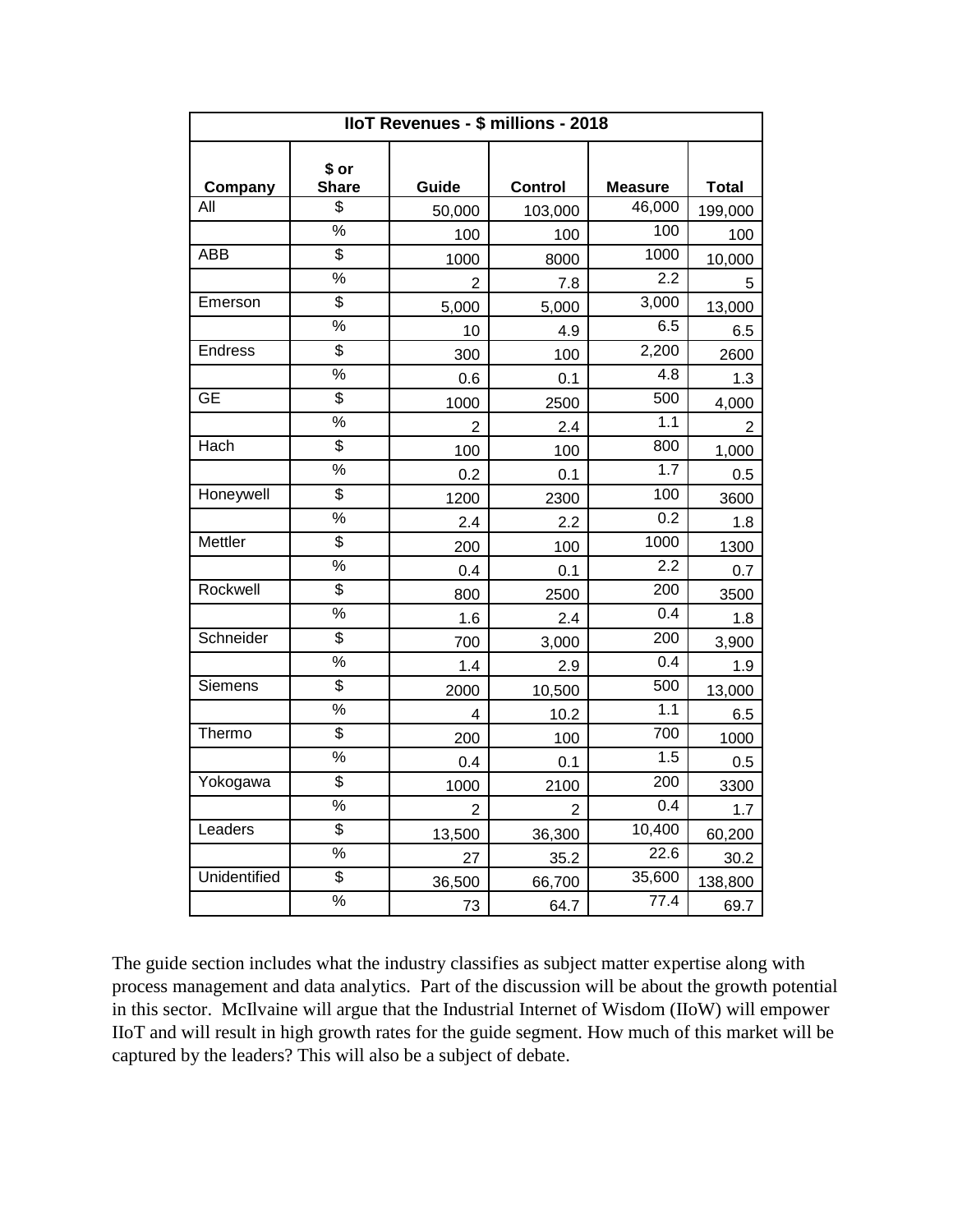| IIoT Revenues - $ millions - 2018 | | | | | |
|---|---|---|---|---|---|
| **Company** | **$ or Share** | **Guide** | **Control** | **Measure** | **Total** |
| All | $ | 50,000 | 103,000 | 46,000 | 199,000 |
| | % | 100 | 100 | 100 | 100 |
| ABB | $ | 1000 | 8000 | 1000 | 10,000 |
| | % | 2 | 7.8 | 2.2 | 5 |
| Emerson | $ | 5,000 | 5,000 | 3,000 | 13,000 |
| | % | 10 | 4.9 | 6.5 | 6.5 |
| Endress | $ | 300 | 100 | 2,200 | 2600 |
| | % | 0.6 | 0.1 | 4.8 | 1.3 |
| GE | $ | 1000 | 2500 | 500 | 4,000 |
| | % | 2 | 2.4 | 1.1 | 2 |
| Hach | $ | 100 | 100 | 800 | 1,000 |
| | % | 0.2 | 0.1 | 1.7 | 0.5 |
| Honeywell | $ | 1200 | 2300 | 100 | 3600 |
| | % | 2.4 | 2.2 | 0.2 | 1.8 |
| Mettler | $ | 200 | 100 | 1000 | 1300 |
| | % | 0.4 | 0.1 | 2.2 | 0.7 |
| Rockwell | $ | 800 | 2500 | 200 | 3500 |
| | % | 1.6 | 2.4 | 0.4 | 1.8 |
| Schneider | $ | 700 | 3,000 | 200 | 3,900 |
| | % | 1.4 | 2.9 | 0.4 | 1.9 |
| Siemens | $ | 2000 | 10,500 | 500 | 13,000 |
| | % | 4 | 10.2 | 1.1 | 6.5 |
| Thermo | $ | 200 | 100 | 700 | 1000 |
| | % | 0.4 | 0.1 | 1.5 | 0.5 |
| Yokogawa | $ | 1000 | 2100 | 200 | 3300 |
| | % | 2 | 2 | 0.4 | 1.7 |
| Leaders | $ | 13,500 | 36,300 | 10,400 | 60,200 |
| | % | 27 | 35.2 | 22.6 | 30.2 |
| Unidentified | $ | 36,500 | 66,700 | 35,600 | 138,800 |
| | % | 73 | 64.7 | 77.4 | 69.7 |

The guide section includes what the industry classifies as subject matter expertise along with process management and data analytics. Part of the discussion will be about the growth potential in this sector. McIlvaine will argue that the Industrial Internet of Wisdom (IIoW) will empower IIoT and will result in high growth rates for the guide segment. How much of this market will be captured by the leaders? This will also be a subject of debate.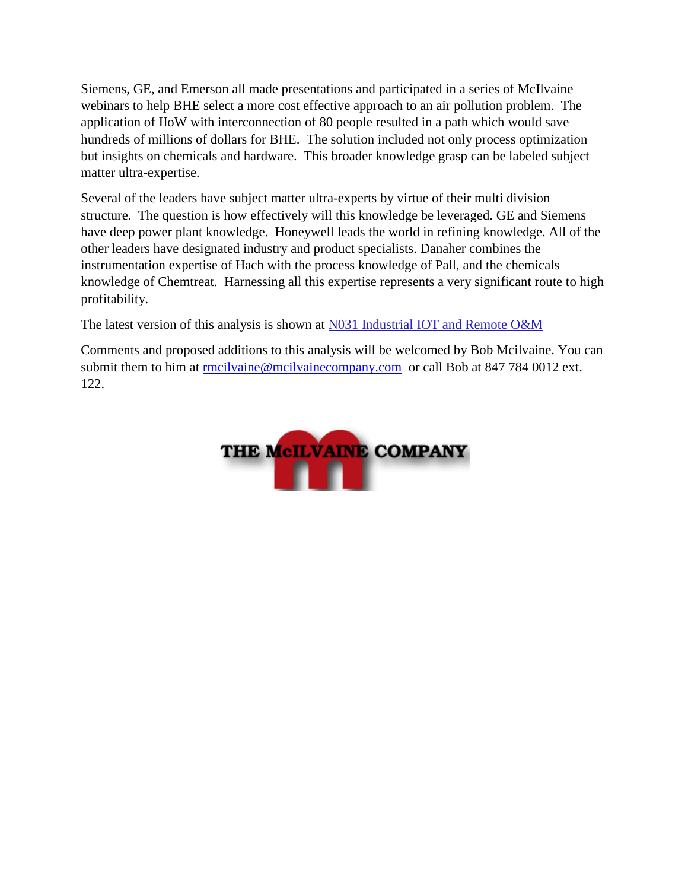Siemens, GE, and Emerson all made presentations and participated in a series of McIlvaine webinars to help BHE select a more cost effective approach to an air pollution problem. The application of IIoW with interconnection of 80 people resulted in a path which would save hundreds of millions of dollars for BHE. The solution included not only process optimization but insights on chemicals and hardware. This broader knowledge grasp can be labeled subject matter ultra-expertise.

Several of the leaders have subject matter ultra-experts by virtue of their multi division structure. The question is how effectively will this knowledge be leveraged. GE and Siemens have deep power plant knowledge. Honeywell leads the world in refining knowledge. All of the other leaders have designated industry and product specialists. Danaher combines the instrumentation expertise of Hach with the process knowledge of Pall, and the chemicals knowledge of Chemtreat. Harnessing all this expertise represents a very significant route to high profitability.

The latest version of this analysis is shown at N031 Industrial IOT and Remote O&M

Comments and proposed additions to this analysis will be welcomed by Bob Mcilvaine. You can submit them to him at rmcilvaine@mcilvainecompany.com or call Bob at 847 784 0012 ext. 122.

THE McILVAINE COMPANY